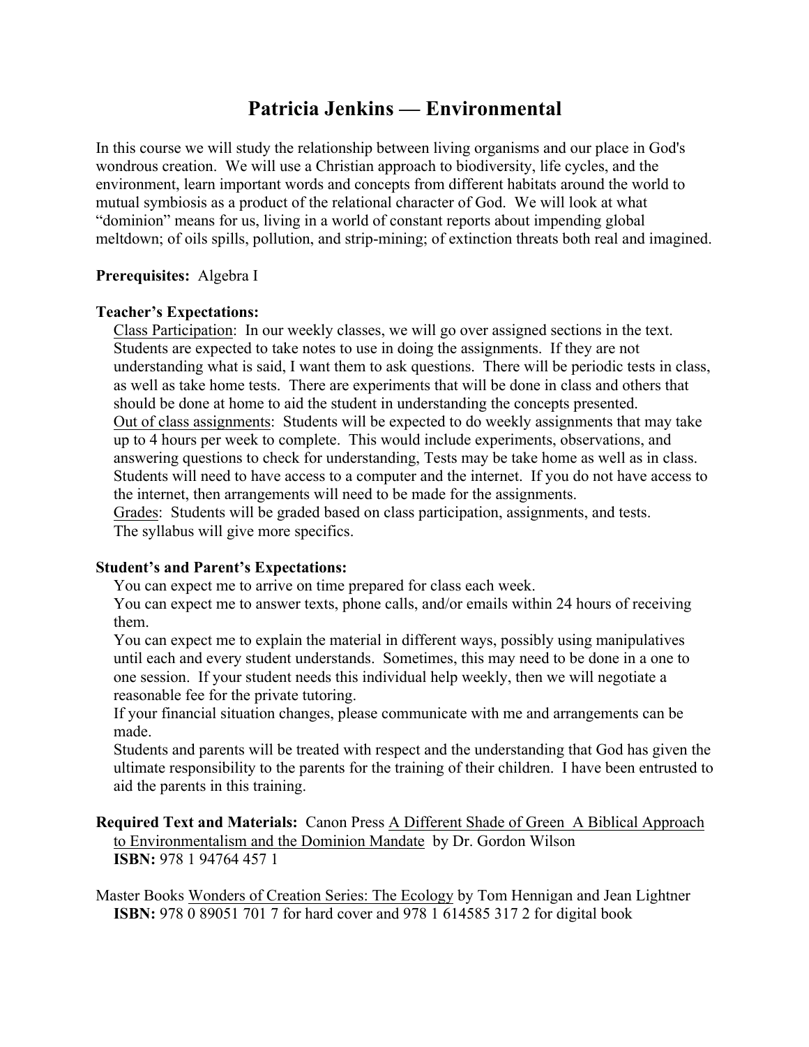# Patricia Jenkins — Environmental

In this course we will study the relationship between living organisms and our place in God's wondrous creation. We will use a Christian approach to biodiversity, life cycles, and the environment, learn important words and concepts from different habitats around the world to mutual symbiosis as a product of the relational character of God. We will look at what "dominion" means for us, living in a world of constant reports about impending global meltdown; of oils spills, pollution, and strip-mining; of extinction threats both real and imagined.

**Prerequisites:** Algebra I

**Teacher's Expectations:**

Class Participation: In our weekly classes, we will go over assigned sections in the text. Students are expected to take notes to use in doing the assignments. If they are not understanding what is said, I want them to ask questions. There will be periodic tests in class, as well as take home tests. There are experiments that will be done in class and others that should be done at home to aid the student in understanding the concepts presented.
Out of class assignments: Students will be expected to do weekly assignments that may take up to 4 hours per week to complete. This would include experiments, observations, and answering questions to check for understanding, Tests may be take home as well as in class. Students will need to have access to a computer and the internet. If you do not have access to the internet, then arrangements will need to be made for the assignments.
Grades: Students will be graded based on class participation, assignments, and tests. The syllabus will give more specifics.

**Student's and Parent's Expectations:**

You can expect me to arrive on time prepared for class each week.
You can expect me to answer texts, phone calls, and/or emails within 24 hours of receiving them.
You can expect me to explain the material in different ways, possibly using manipulatives until each and every student understands. Sometimes, this may need to be done in a one to one session. If your student needs this individual help weekly, then we will negotiate a reasonable fee for the private tutoring.
If your financial situation changes, please communicate with me and arrangements can be made.
Students and parents will be treated with respect and the understanding that God has given the ultimate responsibility to the parents for the training of their children. I have been entrusted to aid the parents in this training.

**Required Text and Materials:** Canon Press A Different Shade of Green A Biblical Approach to Environmentalism and the Dominion Mandate by Dr. Gordon Wilson
**ISBN:** 978 1 94764 457 1

Master Books Wonders of Creation Series: The Ecology by Tom Hennigan and Jean Lightner
**ISBN:** 978 0 89051 701 7 for hard cover and 978 1 614585 317 2 for digital book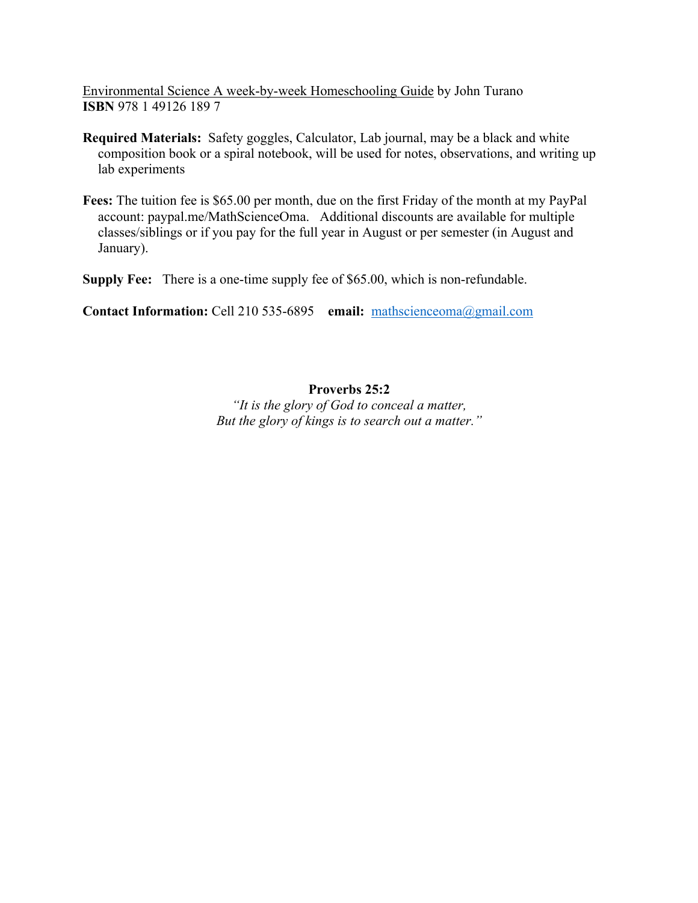Environmental Science A week-by-week Homeschooling Guide by John Turano
**ISBN** 978 1 49126 189 7

**Required Materials:** Safety goggles, Calculator, Lab journal, may be a black and white composition book or a spiral notebook, will be used for notes, observations, and writing up lab experiments

**Fees:** The tuition fee is $65.00 per month, due on the first Friday of the month at my PayPal account: paypal.me/MathScienceOma. Additional discounts are available for multiple classes/siblings or if you pay for the full year in August or per semester (in August and January).

**Supply Fee:** There is a one-time supply fee of $65.00, which is non-refundable.

**Contact Information:** Cell 210 535-6895 **email:** mathscienceoma@gmail.com

**Proverbs 25:2**

*"It is the glory of God to conceal a matter,*
*But the glory of kings is to search out a matter."*